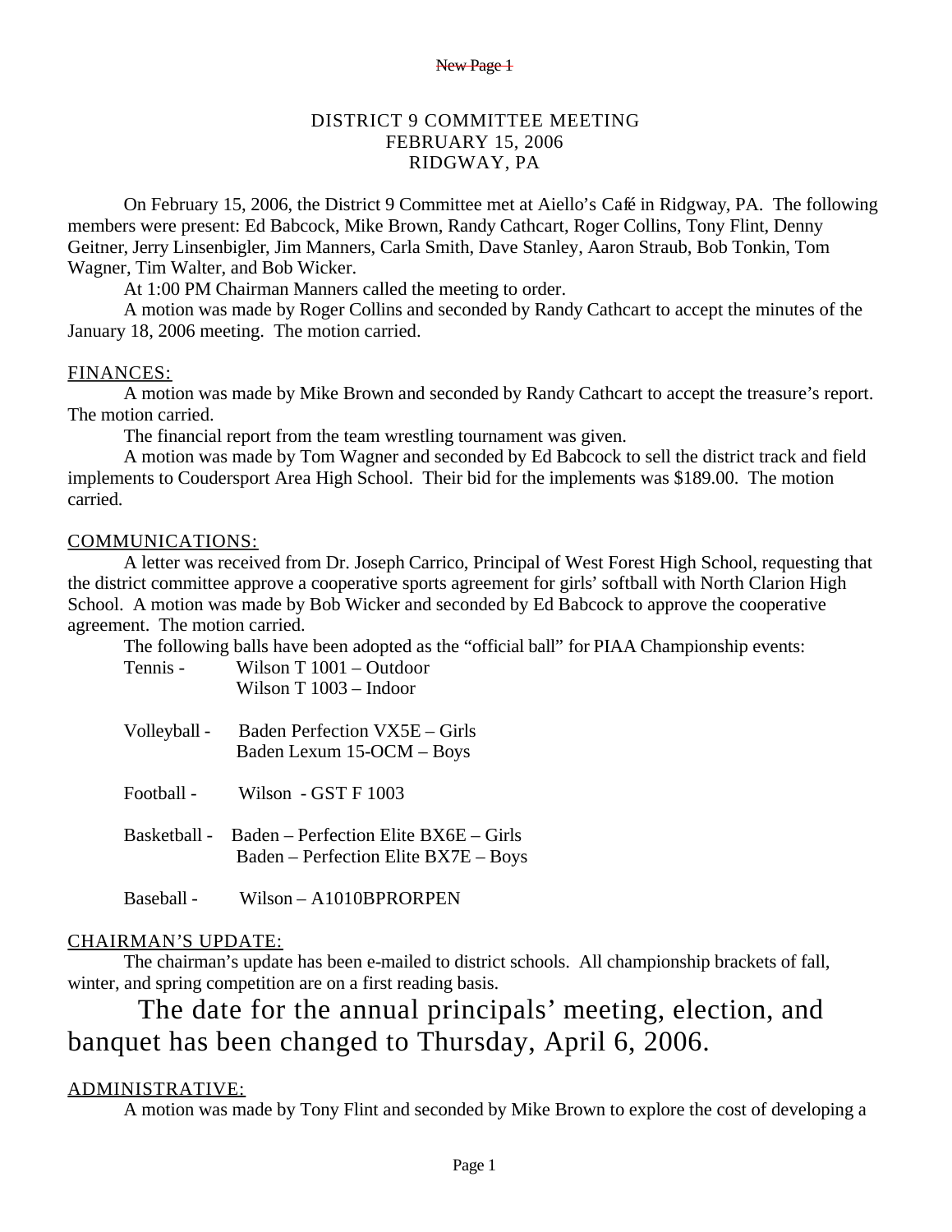# DISTRICT 9 COMMITTEE MEETING
## FEBRUARY 15, 2006
## RIDGWAY, PA

On February 15, 2006, the District 9 Committee met at Aiello's Café in Ridgway, PA. The following members were present: Ed Babcock, Mike Brown, Randy Cathcart, Roger Collins, Tony Flint, Denny Geitner, Jerry Linsenbigler, Jim Manners, Carla Smith, Dave Stanley, Aaron Straub, Bob Tonkin, Tom Wagner, Tim Walter, and Bob Wicker.

At 1:00 PM Chairman Manners called the meeting to order.

A motion was made by Roger Collins and seconded by Randy Cathcart to accept the minutes of the January 18, 2006 meeting. The motion carried.

## FINANCES:

A motion was made by Mike Brown and seconded by Randy Cathcart to accept the treasure's report. The motion carried.

The financial report from the team wrestling tournament was given.

A motion was made by Tom Wagner and seconded by Ed Babcock to sell the district track and field implements to Coudersport Area High School. Their bid for the implements was $189.00. The motion carried.

## COMMUNICATIONS:

A letter was received from Dr. Joseph Carrico, Principal of West Forest High School, requesting that the district committee approve a cooperative sports agreement for girls' softball with North Clarion High School. A motion was made by Bob Wicker and seconded by Ed Babcock to approve the cooperative agreement. The motion carried.

The following balls have been adopted as the "official ball" for PIAA Championship events:

Tennis - Wilson T 1001 – Outdoor
Wilson T 1003 – Indoor

Volleyball - Baden Perfection VX5E – Girls
Baden Lexum 15-OCM – Boys

Football - Wilson - GST F 1003

Basketball - Baden – Perfection Elite BX6E – Girls
Baden – Perfection Elite BX7E – Boys

Baseball - Wilson – A1010BPRORPEN

## CHAIRMAN'S UPDATE:

The chairman's update has been e-mailed to district schools. All championship brackets of fall, winter, and spring competition are on a first reading basis.

The date for the annual principals' meeting, election, and banquet has been changed to Thursday, April 6, 2006.

## ADMINISTRATIVE:

A motion was made by Tony Flint and seconded by Mike Brown to explore the cost of developing a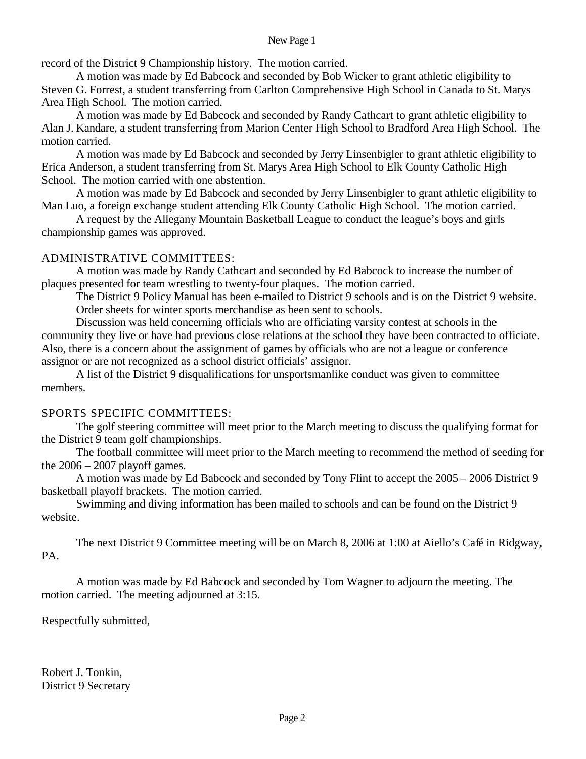record of the District 9 Championship history. The motion carried.

A motion was made by Ed Babcock and seconded by Bob Wicker to grant athletic eligibility to Steven G. Forrest, a student transferring from Carlton Comprehensive High School in Canada to St. Marys Area High School. The motion carried.

A motion was made by Ed Babcock and seconded by Randy Cathcart to grant athletic eligibility to Alan J. Kandare, a student transferring from Marion Center High School to Bradford Area High School. The motion carried.

A motion was made by Ed Babcock and seconded by Jerry Linsenbigler to grant athletic eligibility to Erica Anderson, a student transferring from St. Marys Area High School to Elk County Catholic High School. The motion carried with one abstention.

A motion was made by Ed Babcock and seconded by Jerry Linsenbigler to grant athletic eligibility to Man Luo, a foreign exchange student attending Elk County Catholic High School. The motion carried.

A request by the Allegany Mountain Basketball League to conduct the league's boys and girls championship games was approved.

## ADMINISTRATIVE COMMITTEES:

A motion was made by Randy Cathcart and seconded by Ed Babcock to increase the number of plaques presented for team wrestling to twenty-four plaques. The motion carried.

The District 9 Policy Manual has been e-mailed to District 9 schools and is on the District 9 website.

Order sheets for winter sports merchandise as been sent to schools.

Discussion was held concerning officials who are officiating varsity contest at schools in the community they live or have had previous close relations at the school they have been contracted to officiate. Also, there is a concern about the assignment of games by officials who are not a league or conference assignor or are not recognized as a school district officials' assignor.

A list of the District 9 disqualifications for unsportsmanlike conduct was given to committee members.

## SPORTS SPECIFIC COMMITTEES:

The golf steering committee will meet prior to the March meeting to discuss the qualifying format for the District 9 team golf championships.

The football committee will meet prior to the March meeting to recommend the method of seeding for the 2006 – 2007 playoff games.

A motion was made by Ed Babcock and seconded by Tony Flint to accept the 2005 – 2006 District 9 basketball playoff brackets. The motion carried.

Swimming and diving information has been mailed to schools and can be found on the District 9 website.

The next District 9 Committee meeting will be on March 8, 2006 at 1:00 at Aiello's Café in Ridgway, PA.

A motion was made by Ed Babcock and seconded by Tom Wagner to adjourn the meeting. The motion carried. The meeting adjourned at 3:15.

Respectfully submitted,

Robert J. Tonkin,
District 9 Secretary